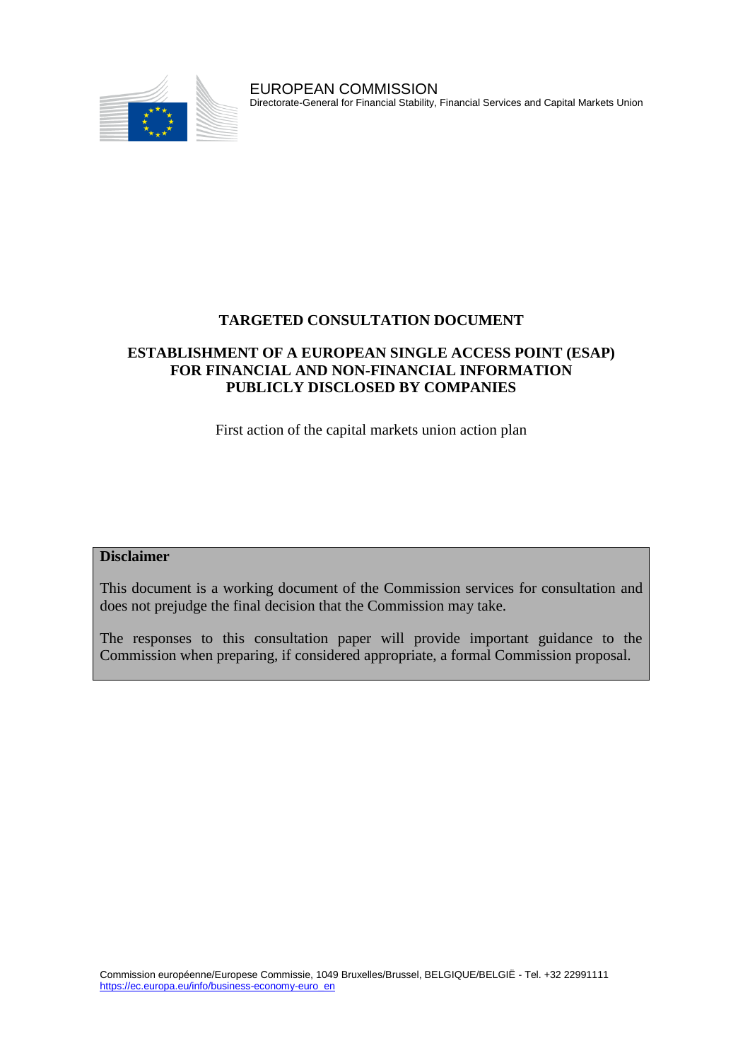EUROPEAN COMMISSION
Directorate-General for Financial Stability, Financial Services and Capital Markets Union

# TARGETED CONSULTATION DOCUMENT

## ESTABLISHMENT OF A EUROPEAN SINGLE ACCESS POINT (ESAP) FOR FINANCIAL AND NON-FINANCIAL INFORMATION PUBLICLY DISCLOSED BY COMPANIES

First action of the capital markets union action plan

**Disclaimer**

This document is a working document of the Commission services for consultation and does not prejudge the final decision that the Commission may take.

The responses to this consultation paper will provide important guidance to the Commission when preparing, if considered appropriate, a formal Commission proposal.

Commission européenne/Europese Commissie, 1049 Bruxelles/Brussel, BELGIQUE/BELGIË - Tel. +32 22991111
https://ec.europa.eu/info/business-economy-euro_en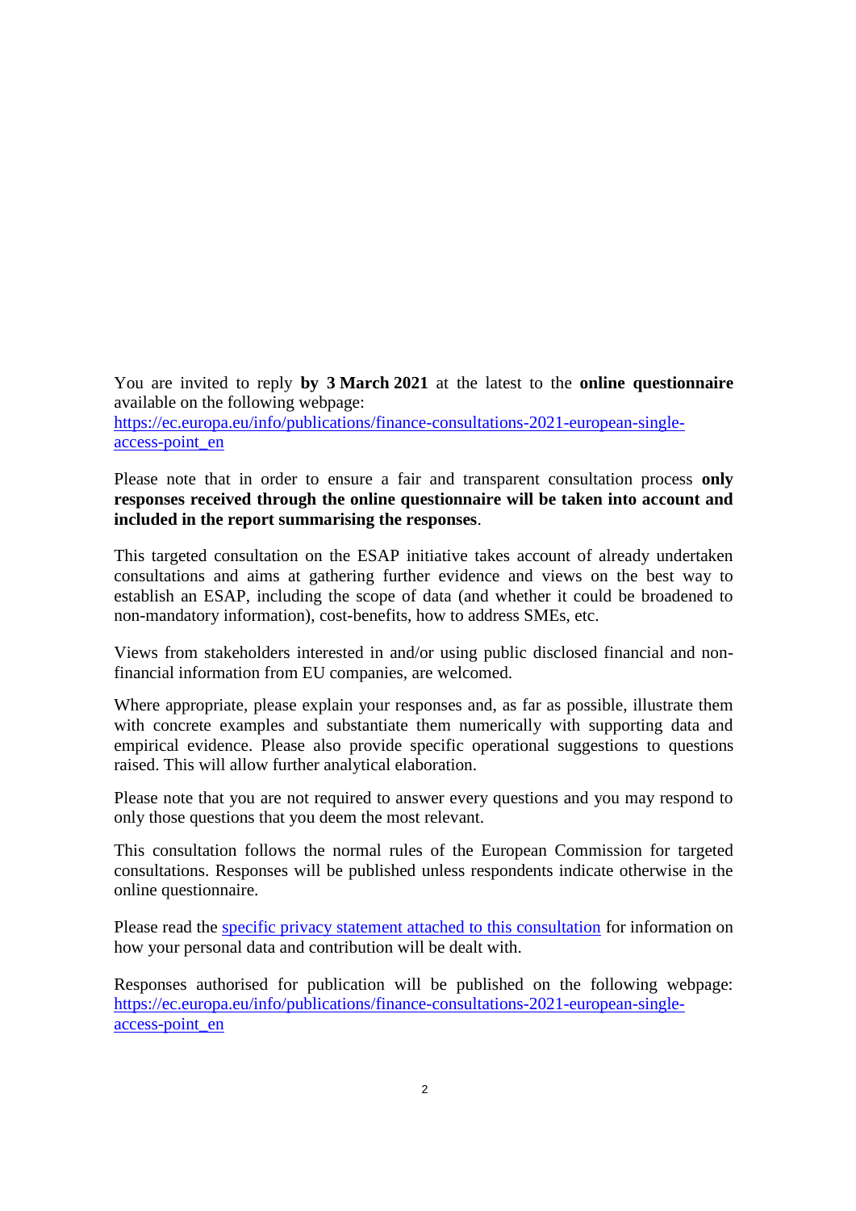You are invited to reply **by 3 March 2021** at the latest to the **online questionnaire** available on the following webpage: [https://ec.europa.eu/info/publications/finance-consultations-2021-european-single-access-point_en](https://ec.europa.eu/info/publications/finance-consultations-2021-european-single-access-point_en)

Please note that in order to ensure a fair and transparent consultation process **only responses received through the online questionnaire will be taken into account and included in the report summarising the responses**.

This targeted consultation on the ESAP initiative takes account of already undertaken consultations and aims at gathering further evidence and views on the best way to establish an ESAP, including the scope of data (and whether it could be broadened to non-mandatory information), cost-benefits, how to address SMEs, etc.

Views from stakeholders interested in and/or using public disclosed financial and non-financial information from EU companies, are welcomed.

Where appropriate, please explain your responses and, as far as possible, illustrate them with concrete examples and substantiate them numerically with supporting data and empirical evidence. Please also provide specific operational suggestions to questions raised. This will allow further analytical elaboration.

Please note that you are not required to answer every questions and you may respond to only those questions that you deem the most relevant.

This consultation follows the normal rules of the European Commission for targeted consultations. Responses will be published unless respondents indicate otherwise in the online questionnaire.

Please read the [specific privacy statement attached to this consultation](specific privacy statement attached to this consultation) for information on how your personal data and contribution will be dealt with.

Responses authorised for publication will be published on the following webpage: [https://ec.europa.eu/info/publications/finance-consultations-2021-european-single-access-point_en](https://ec.europa.eu/info/publications/finance-consultations-2021-european-single-access-point_en)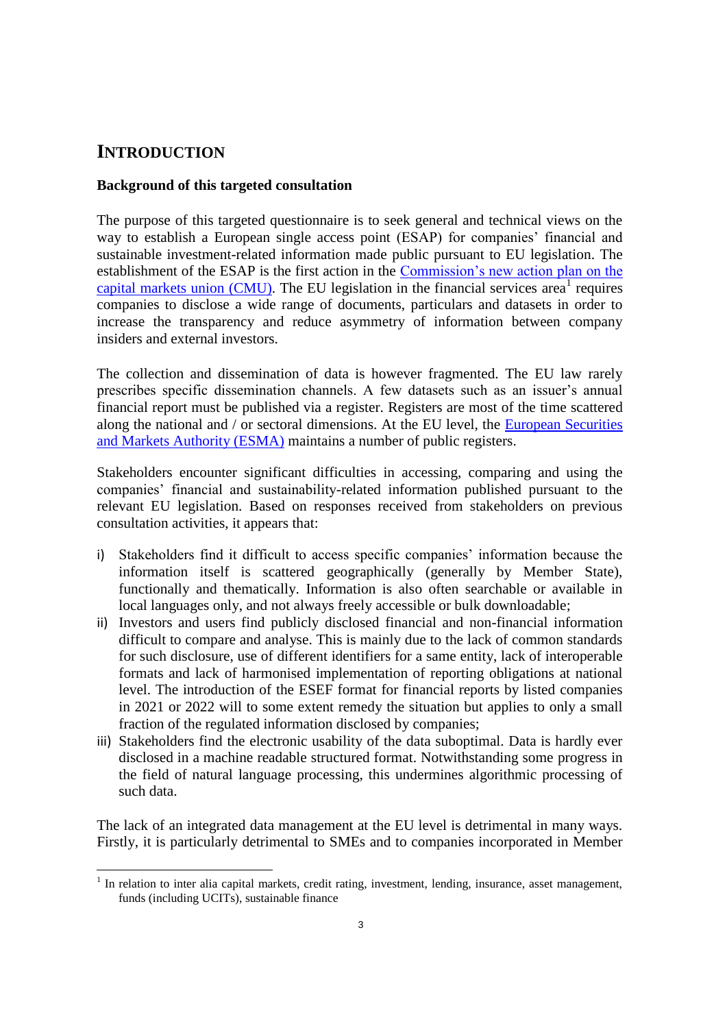# INTRODUCTION

**Background of this targeted consultation**

The purpose of this targeted questionnaire is to seek general and technical views on the way to establish a European single access point (ESAP) for companies' financial and sustainable investment-related information made public pursuant to EU legislation. The establishment of the ESAP is the first action in the Commission's new action plan on the capital markets union (CMU). The EU legislation in the financial services area[1] requires companies to disclose a wide range of documents, particulars and datasets in order to increase the transparency and reduce asymmetry of information between company insiders and external investors.

The collection and dissemination of data is however fragmented. The EU law rarely prescribes specific dissemination channels. A few datasets such as an issuer's annual financial report must be published via a register. Registers are most of the time scattered along the national and / or sectoral dimensions. At the EU level, the European Securities and Markets Authority (ESMA) maintains a number of public registers.

Stakeholders encounter significant difficulties in accessing, comparing and using the companies' financial and sustainability-related information published pursuant to the relevant EU legislation. Based on responses received from stakeholders on previous consultation activities, it appears that:

i) Stakeholders find it difficult to access specific companies' information because the information itself is scattered geographically (generally by Member State), functionally and thematically. Information is also often searchable or available in local languages only, and not always freely accessible or bulk downloadable;
ii) Investors and users find publicly disclosed financial and non-financial information difficult to compare and analyse. This is mainly due to the lack of common standards for such disclosure, use of different identifiers for a same entity, lack of interoperable formats and lack of harmonised implementation of reporting obligations at national level. The introduction of the ESEF format for financial reports by listed companies in 2021 or 2022 will to some extent remedy the situation but applies to only a small fraction of the regulated information disclosed by companies;
iii) Stakeholders find the electronic usability of the data suboptimal. Data is hardly ever disclosed in a machine readable structured format. Notwithstanding some progress in the field of natural language processing, this undermines algorithmic processing of such data.

The lack of an integrated data management at the EU level is detrimental in many ways. Firstly, it is particularly detrimental to SMEs and to companies incorporated in Member

[1] In relation to inter alia capital markets, credit rating, investment, lending, insurance, asset management, funds (including UCITs), sustainable finance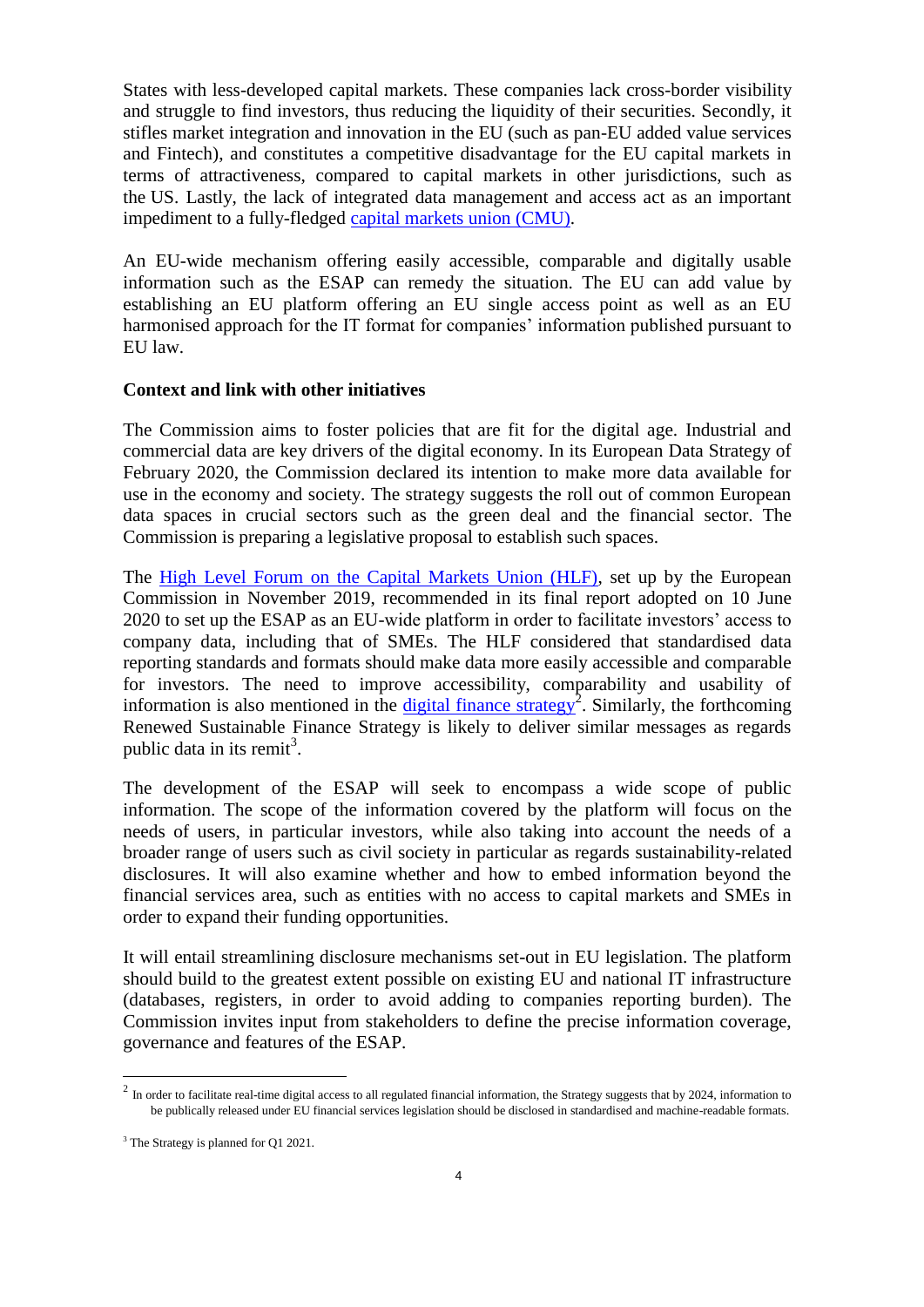States with less-developed capital markets. These companies lack cross-border visibility and struggle to find investors, thus reducing the liquidity of their securities. Secondly, it stifles market integration and innovation in the EU (such as pan-EU added value services and Fintech), and constitutes a competitive disadvantage for the EU capital markets in terms of attractiveness, compared to capital markets in other jurisdictions, such as the US. Lastly, the lack of integrated data management and access act as an important impediment to a fully-fledged capital markets union (CMU).

An EU-wide mechanism offering easily accessible, comparable and digitally usable information such as the ESAP can remedy the situation. The EU can add value by establishing an EU platform offering an EU single access point as well as an EU harmonised approach for the IT format for companies' information published pursuant to EU law.

**Context and link with other initiatives**

The Commission aims to foster policies that are fit for the digital age. Industrial and commercial data are key drivers of the digital economy. In its European Data Strategy of February 2020, the Commission declared its intention to make more data available for use in the economy and society. The strategy suggests the roll out of common European data spaces in crucial sectors such as the green deal and the financial sector. The Commission is preparing a legislative proposal to establish such spaces.

The High Level Forum on the Capital Markets Union (HLF), set up by the European Commission in November 2019, recommended in its final report adopted on 10 June 2020 to set up the ESAP as an EU-wide platform in order to facilitate investors' access to company data, including that of SMEs. The HLF considered that standardised data reporting standards and formats should make data more easily accessible and comparable for investors. The need to improve accessibility, comparability and usability of information is also mentioned in the digital finance strategy[2]. Similarly, the forthcoming Renewed Sustainable Finance Strategy is likely to deliver similar messages as regards public data in its remit[3].

The development of the ESAP will seek to encompass a wide scope of public information. The scope of the information covered by the platform will focus on the needs of users, in particular investors, while also taking into account the needs of a broader range of users such as civil society in particular as regards sustainability-related disclosures. It will also examine whether and how to embed information beyond the financial services area, such as entities with no access to capital markets and SMEs in order to expand their funding opportunities.

It will entail streamlining disclosure mechanisms set-out in EU legislation. The platform should build to the greatest extent possible on existing EU and national IT infrastructure (databases, registers, in order to avoid adding to companies reporting burden). The Commission invites input from stakeholders to define the precise information coverage, governance and features of the ESAP.

---

[2] In order to facilitate real-time digital access to all regulated financial information, the Strategy suggests that by 2024, information to be publically released under EU financial services legislation should be disclosed in standardised and machine-readable formats.

[3] The Strategy is planned for Q1 2021.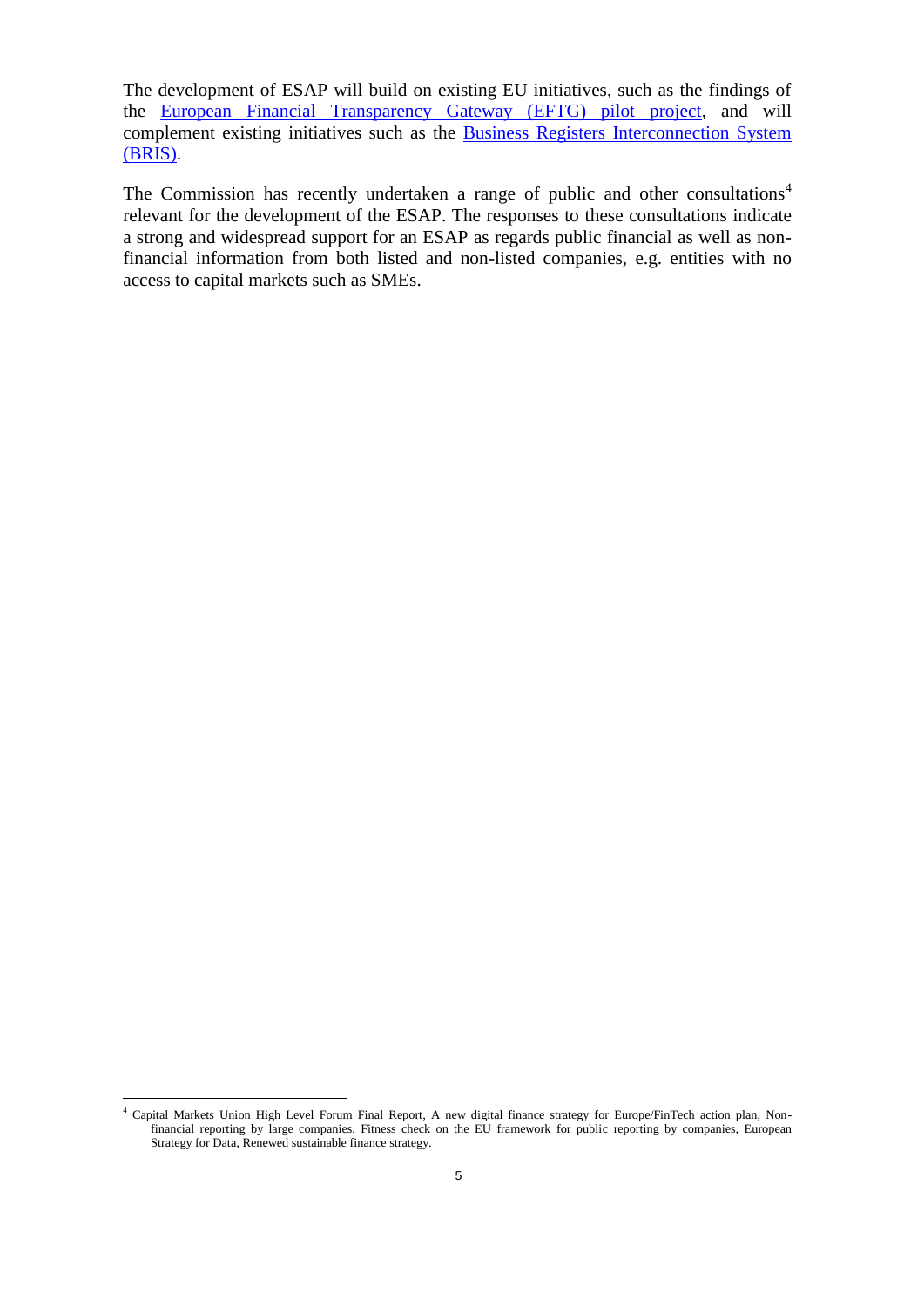The development of ESAP will build on existing EU initiatives, such as the findings of the European Financial Transparency Gateway (EFTG) pilot project, and will complement existing initiatives such as the Business Registers Interconnection System (BRIS).

The Commission has recently undertaken a range of public and other consultations[4] relevant for the development of the ESAP. The responses to these consultations indicate a strong and widespread support for an ESAP as regards public financial as well as non-financial information from both listed and non-listed companies, e.g. entities with no access to capital markets such as SMEs.

---

[4] Capital Markets Union High Level Forum Final Report, A new digital finance strategy for Europe/FinTech action plan, Non-financial reporting by large companies, Fitness check on the EU framework for public reporting by companies, European Strategy for Data, Renewed sustainable finance strategy.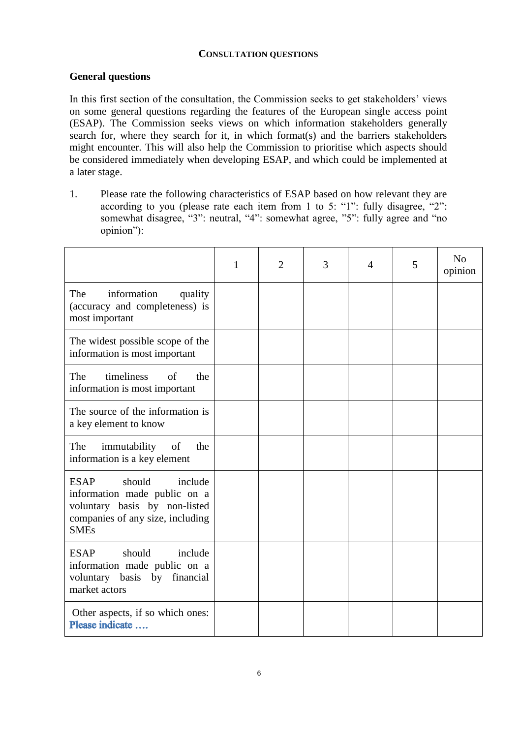## CONSULTATION QUESTIONS

### General questions

In this first section of the consultation, the Commission seeks to get stakeholders' views on some general questions regarding the features of the European single access point (ESAP). The Commission seeks views on which information stakeholders generally search for, where they search for it, in which format(s) and the barriers stakeholders might encounter. This will also help the Commission to prioritise which aspects should be considered immediately when developing ESAP, and which could be implemented at a later stage.

1. Please rate the following characteristics of ESAP based on how relevant they are according to you (please rate each item from 1 to 5: "1": fully disagree, "2": somewhat disagree, "3": neutral, "4": somewhat agree, "5": fully agree and "no opinion"):

| | 1 | 2 | 3 | 4 | 5 | No opinion |
|---|---|---|---|---|---|---|
| The information quality (accuracy and completeness) is most important | | | | | | |
| The widest possible scope of the information is most important | | | | | | |
| The timeliness of the information is most important | | | | | | |
| The source of the information is a key element to know | | | | | | |
| The immutability of the information is a key element | | | | | | |
| ESAP should include information made public on a voluntary basis by non-listed companies of any size, including SMEs | | | | | | |
| ESAP should include information made public on a voluntary basis by financial market actors | | | | | | |
| Other aspects, if so which ones: Please indicate …. | | | | | | |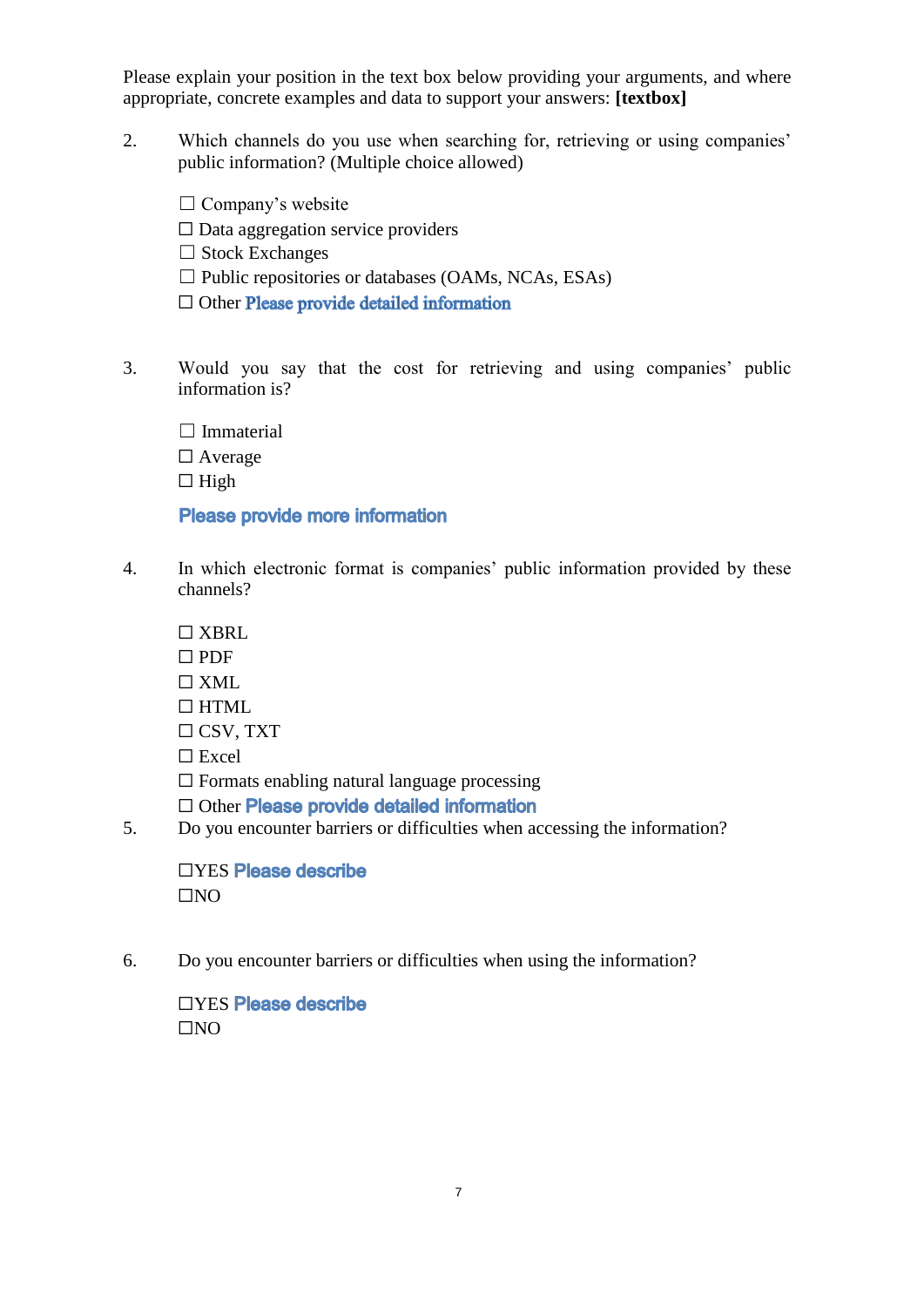Please explain your position in the text box below providing your arguments, and where appropriate, concrete examples and data to support your answers: **[textbox]**

2. Which channels do you use when searching for, retrieving or using companies' public information? (Multiple choice allowed)

   ☐ Company's website
   ☐ Data aggregation service providers
   ☐ Stock Exchanges
   ☐ Public repositories or databases (OAMs, NCAs, ESAs)
   ☐ Other Please provide detailed information

3. Would you say that the cost for retrieving and using companies' public information is?

   ☐ Immaterial
   ☐ Average
   ☐ High

   Please provide more information

4. In which electronic format is companies' public information provided by these channels?

   ☐ XBRL
   ☐ PDF
   ☐ XML
   ☐ HTML
   ☐ CSV, TXT
   ☐ Excel
   ☐ Formats enabling natural language processing
   ☐ Other Please provide detailed information

5. Do you encounter barriers or difficulties when accessing the information?

   ☐YES Please describe
   ☐NO

6. Do you encounter barriers or difficulties when using the information?

   ☐YES Please describe
   ☐NO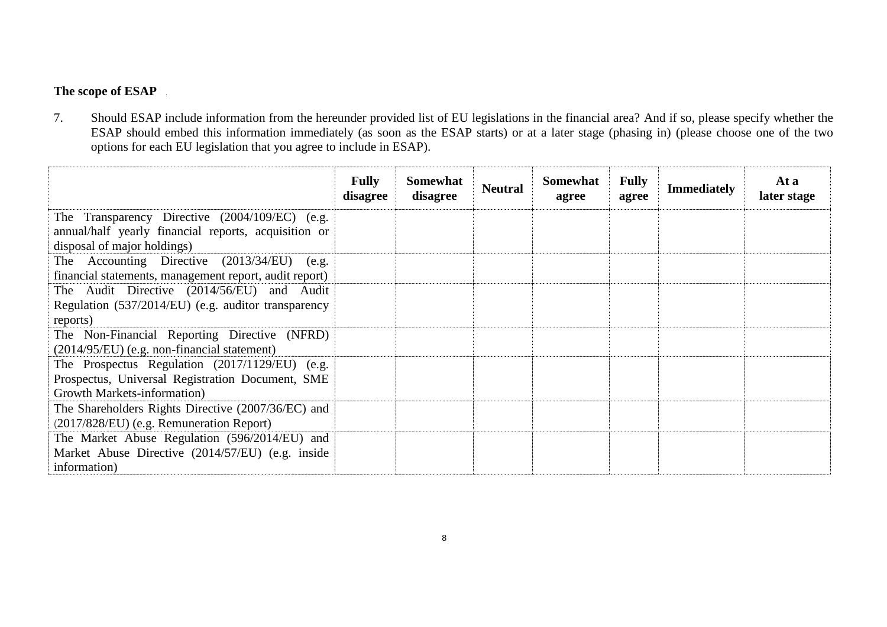**The scope of ESAP**

7. Should ESAP include information from the hereunder provided list of EU legislations in the financial area? And if so, please specify whether the ESAP should embed this information immediately (as soon as the ESAP starts) or at a later stage (phasing in) (please choose one of the two options for each EU legislation that you agree to include in ESAP).

| | Fully disagree | Somewhat disagree | Neutral | Somewhat agree | Fully agree | Immediately | At a later stage |
|---|---|---|---|---|---|---|---|
| The Transparency Directive (2004/109/EC) (e.g. annual/half yearly financial reports, acquisition or disposal of major holdings) | | | | | | | |
| The Accounting Directive (2013/34/EU) (e.g. financial statements, management report, audit report) | | | | | | | |
| The Audit Directive (2014/56/EU) and Audit Regulation (537/2014/EU) (e.g. auditor transparency reports) | | | | | | | |
| The Non-Financial Reporting Directive (NFRD) (2014/95/EU) (e.g. non-financial statement) | | | | | | | |
| The Prospectus Regulation (2017/1129/EU) (e.g. Prospectus, Universal Registration Document, SME Growth Markets-information) | | | | | | | |
| The Shareholders Rights Directive (2007/36/EC) and (2017/828/EU) (e.g. Remuneration Report) | | | | | | | |
| The Market Abuse Regulation (596/2014/EU) and Market Abuse Directive (2014/57/EU) (e.g. inside information) | | | | | | | |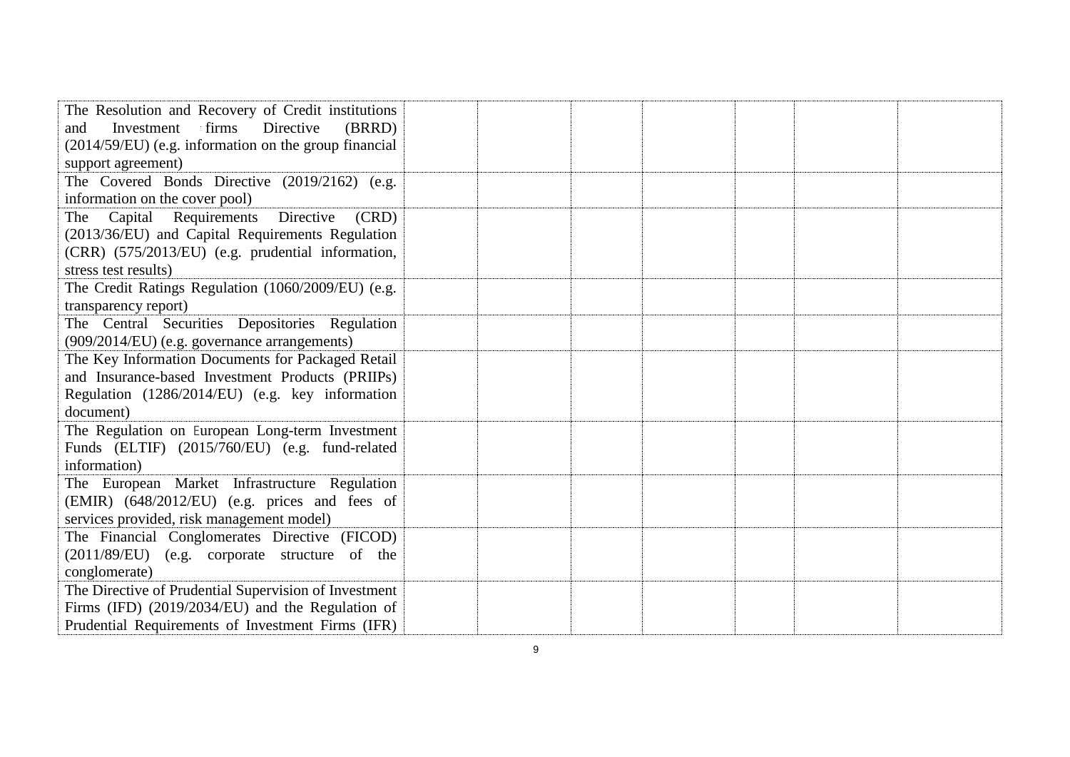| | | | | | | |
|---|---|---|---|---|---|---|
| The Resolution and Recovery of Credit institutions and Investment firms Directive (BRRD) (2014/59/EU) (e.g. information on the group financial support agreement) | | | | | | |
| The Covered Bonds Directive (2019/2162) (e.g. information on the cover pool) | | | | | | |
| The Capital Requirements Directive (CRD) (2013/36/EU) and Capital Requirements Regulation (CRR) (575/2013/EU) (e.g. prudential information, stress test results) | | | | | | |
| The Credit Ratings Regulation (1060/2009/EU) (e.g. transparency report) | | | | | | |
| The Central Securities Depositories Regulation (909/2014/EU) (e.g. governance arrangements) | | | | | | |
| The Key Information Documents for Packaged Retail and Insurance-based Investment Products (PRIIPs) Regulation (1286/2014/EU) (e.g. key information document) | | | | | | |
| The Regulation on European Long-term Investment Funds (ELTIF) (2015/760/EU) (e.g. fund-related information) | | | | | | |
| The European Market Infrastructure Regulation (EMIR) (648/2012/EU) (e.g. prices and fees of services provided, risk management model) | | | | | | |
| The Financial Conglomerates Directive (FICOD) (2011/89/EU) (e.g. corporate structure of the conglomerate) | | | | | | |
| The Directive of Prudential Supervision of Investment Firms (IFD) (2019/2034/EU) and the Regulation of Prudential Requirements of Investment Firms (IFR) | | | | | | |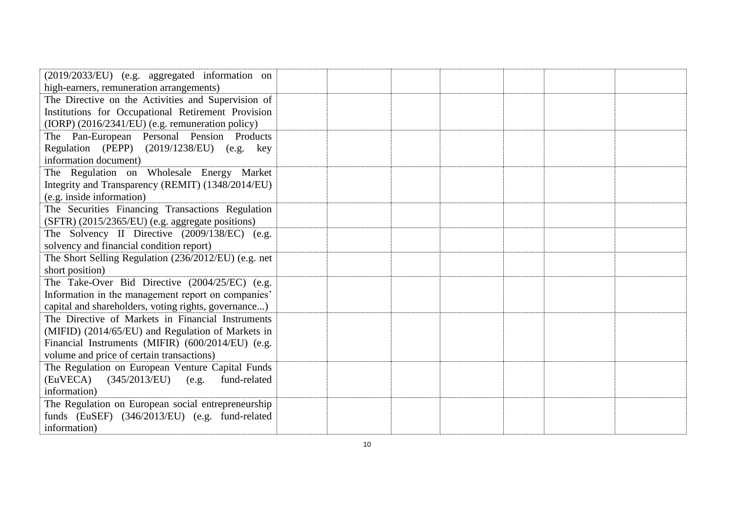| | | | | | | |
|---|---|---|---|---|---|---|
| (2019/2033/EU) (e.g. aggregated information on high-earners, remuneration arrangements) | | | | | | |
| The Directive on the Activities and Supervision of Institutions for Occupational Retirement Provision (IORP) (2016/2341/EU) (e.g. remuneration policy) | | | | | | |
| The Pan-European Personal Pension Products Regulation (PEPP) (2019/1238/EU) (e.g. key information document) | | | | | | |
| The Regulation on Wholesale Energy Market Integrity and Transparency (REMIT) (1348/2014/EU) (e.g. inside information) | | | | | | |
| The Securities Financing Transactions Regulation (SFTR) (2015/2365/EU) (e.g. aggregate positions) | | | | | | |
| The Solvency II Directive (2009/138/EC) (e.g. solvency and financial condition report) | | | | | | |
| The Short Selling Regulation (236/2012/EU) (e.g. net short position) | | | | | | |
| The Take-Over Bid Directive (2004/25/EC) (e.g. Information in the management report on companies' capital and shareholders, voting rights, governance...) | | | | | | |
| The Directive of Markets in Financial Instruments (MIFID) (2014/65/EU) and Regulation of Markets in Financial Instruments (MIFIR) (600/2014/EU) (e.g. volume and price of certain transactions) | | | | | | |
| The Regulation on European Venture Capital Funds (EuVECA) (345/2013/EU) (e.g. fund-related information) | | | | | | |
| The Regulation on European social entrepreneurship funds (EuSEF) (346/2013/EU) (e.g. fund-related information) | | | | | | |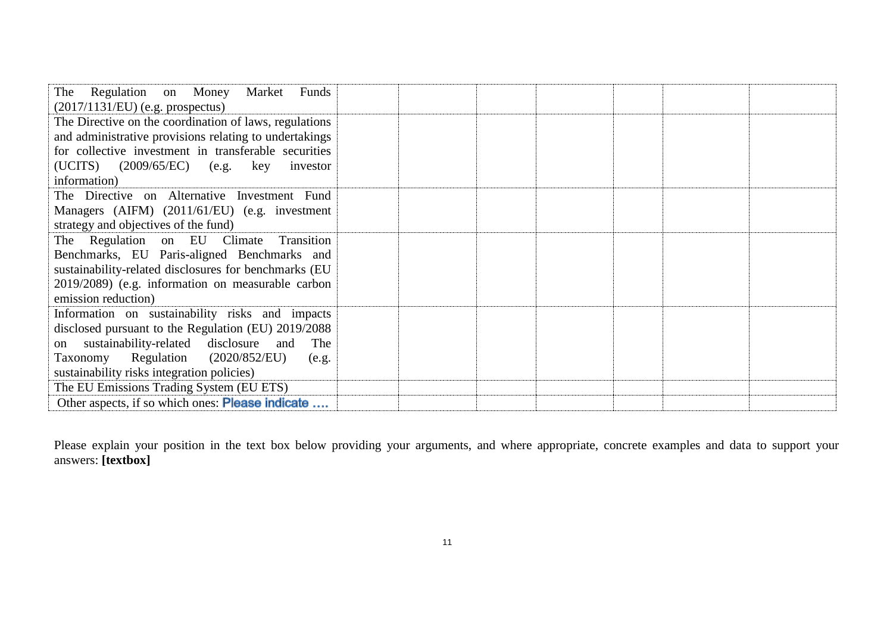| | | | | | | | |
|---|---|---|---|---|---|---|---|
| The Regulation on Money Market Funds (2017/1131/EU) (e.g. prospectus) | | | | | | | |
| The Directive on the coordination of laws, regulations and administrative provisions relating to undertakings for collective investment in transferable securities (UCITS) (2009/65/EC) (e.g. key investor information) | | | | | | | |
| The Directive on Alternative Investment Fund Managers (AIFM) (2011/61/EU) (e.g. investment strategy and objectives of the fund) | | | | | | | |
| The Regulation on EU Climate Transition Benchmarks, EU Paris-aligned Benchmarks and sustainability-related disclosures for benchmarks (EU 2019/2089) (e.g. information on measurable carbon emission reduction) | | | | | | | |
| Information on sustainability risks and impacts disclosed pursuant to the Regulation (EU) 2019/2088 on sustainability-related disclosure and The Taxonomy Regulation (2020/852/EU) (e.g. sustainability risks integration policies) | | | | | | | |
| The EU Emissions Trading System (EU ETS) | | | | | | | |
| Other aspects, if so which ones: Please indicate …. | | | | | | | |

Please explain your position in the text box below providing your arguments, and where appropriate, concrete examples and data to support your answers: **[textbox]**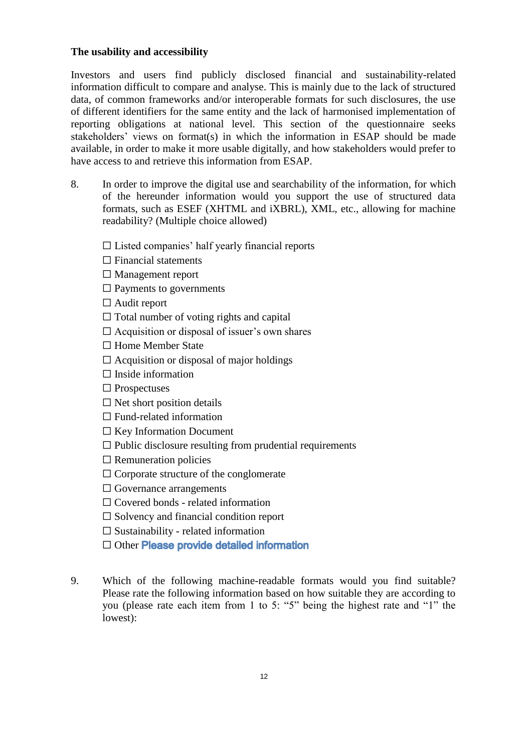**The usability and accessibility**

Investors and users find publicly disclosed financial and sustainability-related information difficult to compare and analyse. This is mainly due to the lack of structured data, of common frameworks and/or interoperable formats for such disclosures, the use of different identifiers for the same entity and the lack of harmonised implementation of reporting obligations at national level. This section of the questionnaire seeks stakeholders' views on format(s) in which the information in ESAP should be made available, in order to make it more usable digitally, and how stakeholders would prefer to have access to and retrieve this information from ESAP.

8. In order to improve the digital use and searchability of the information, for which of the hereunder information would you support the use of structured data formats, such as ESEF (XHTML and iXBRL), XML, etc., allowing for machine readability? (Multiple choice allowed)

☐ Listed companies' half yearly financial reports
☐ Financial statements
☐ Management report
☐ Payments to governments
☐ Audit report
☐ Total number of voting rights and capital
☐ Acquisition or disposal of issuer's own shares
☐ Home Member State
☐ Acquisition or disposal of major holdings
☐ Inside information
☐ Prospectuses
☐ Net short position details
☐ Fund-related information
☐ Key Information Document
☐ Public disclosure resulting from prudential requirements
☐ Remuneration policies
☐ Corporate structure of the conglomerate
☐ Governance arrangements
☐ Covered bonds - related information
☐ Solvency and financial condition report
☐ Sustainability - related information
☐ Other Please provide detailed information

9. Which of the following machine-readable formats would you find suitable? Please rate the following information based on how suitable they are according to you (please rate each item from 1 to 5: "5" being the highest rate and "1" the lowest):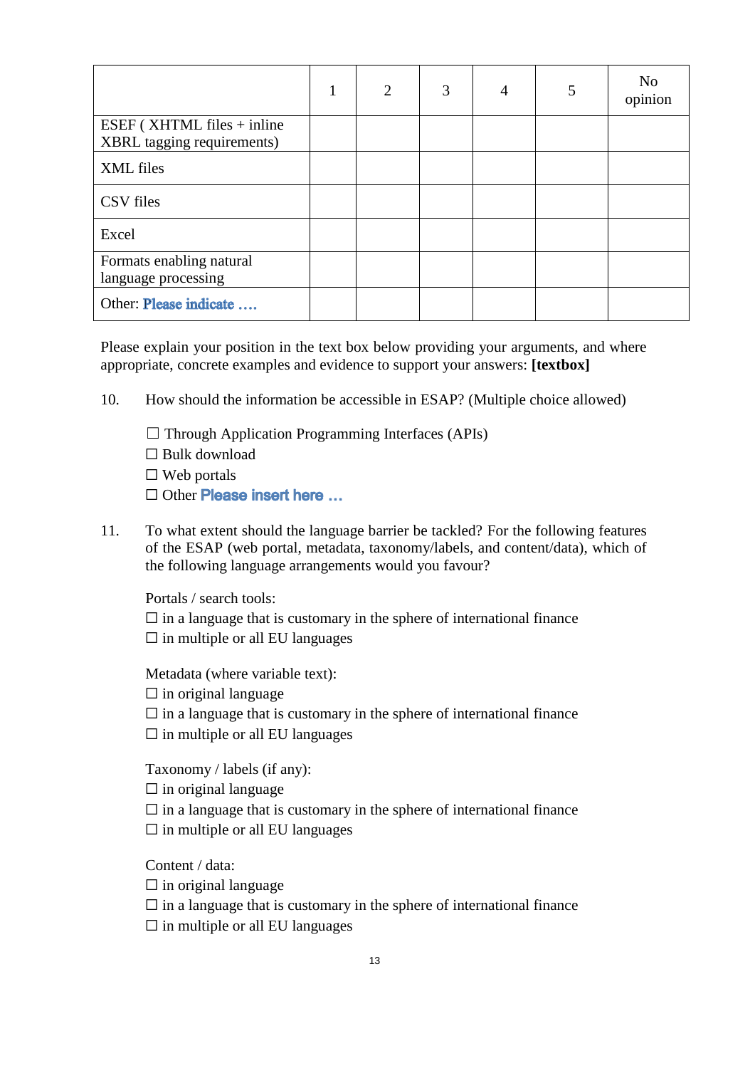| | 1 | 2 | 3 | 4 | 5 | No opinion |
|---|---|---|---|---|---|---|
| ESEF ( XHTML files + inline XBRL tagging requirements) | | | | | | |
| XML files | | | | | | |
| CSV files | | | | | | |
| Excel | | | | | | |
| Formats enabling natural language processing | | | | | | |
| Other: Please indicate …. | | | | | | |

Please explain your position in the text box below providing your arguments, and where appropriate, concrete examples and evidence to support your answers: **[textbox]**

10. How should the information be accessible in ESAP? (Multiple choice allowed)

☐ Through Application Programming Interfaces (APIs)
☐ Bulk download
☐ Web portals
☐ Other Please insert here …

11. To what extent should the language barrier be tackled? For the following features of the ESAP (web portal, metadata, taxonomy/labels, and content/data), which of the following language arrangements would you favour?

Portals / search tools:
☐ in a language that is customary in the sphere of international finance
☐ in multiple or all EU languages

Metadata (where variable text):
☐ in original language
☐ in a language that is customary in the sphere of international finance
☐ in multiple or all EU languages

Taxonomy / labels (if any):
☐ in original language
☐ in a language that is customary in the sphere of international finance
☐ in multiple or all EU languages

Content / data:
☐ in original language
☐ in a language that is customary in the sphere of international finance
☐ in multiple or all EU languages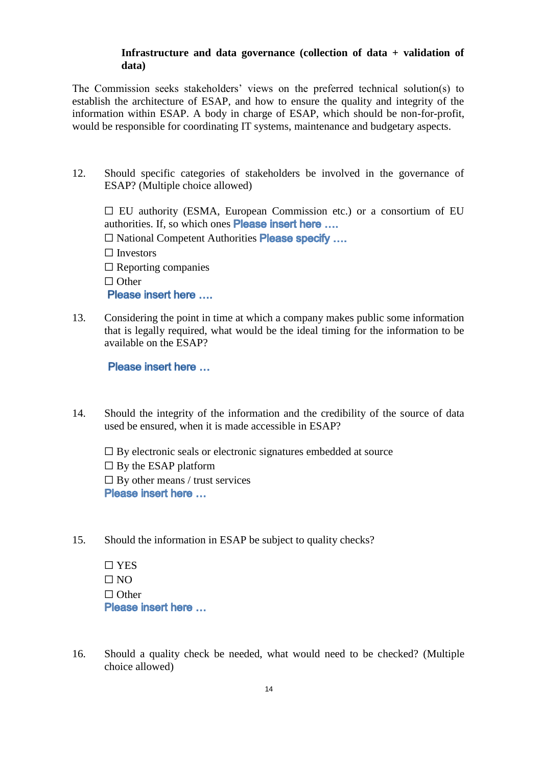**Infrastructure and data governance (collection of data + validation of data)**

The Commission seeks stakeholders' views on the preferred technical solution(s) to establish the architecture of ESAP, and how to ensure the quality and integrity of the information within ESAP. A body in charge of ESAP, which should be non-for-profit, would be responsible for coordinating IT systems, maintenance and budgetary aspects.

12. Should specific categories of stakeholders be involved in the governance of ESAP? (Multiple choice allowed)

    ☐ EU authority (ESMA, European Commission etc.) or a consortium of EU authorities. If, so which ones Please insert here ….
    ☐ National Competent Authorities Please specify ….
    ☐ Investors
    ☐ Reporting companies
    ☐ Other
    Please insert here ….

13. Considering the point in time at which a company makes public some information that is legally required, what would be the ideal timing for the information to be available on the ESAP?

    Please insert here …

14. Should the integrity of the information and the credibility of the source of data used be ensured, when it is made accessible in ESAP?

    ☐ By electronic seals or electronic signatures embedded at source
    ☐ By the ESAP platform
    ☐ By other means / trust services
    Please insert here …

15. Should the information in ESAP be subject to quality checks?

    ☐ YES
    ☐ NO
    ☐ Other
    Please insert here …

16. Should a quality check be needed, what would need to be checked? (Multiple choice allowed)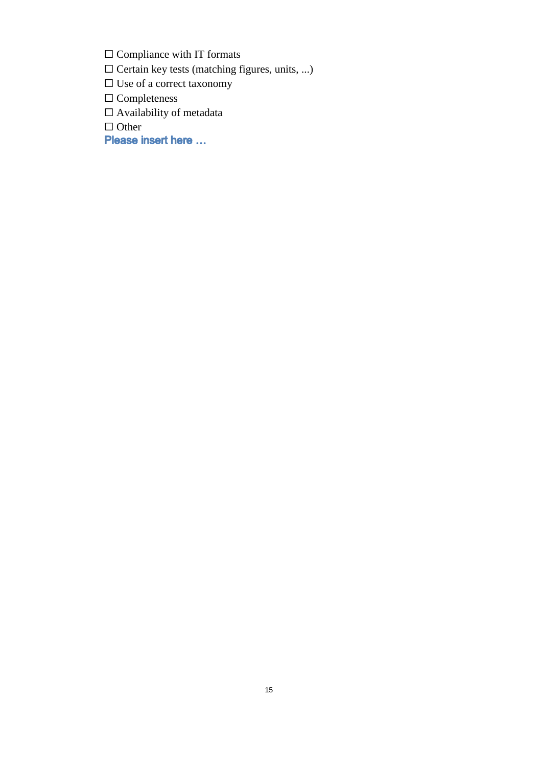☐ Compliance with IT formats

☐ Certain key tests (matching figures, units, ...)

☐ Use of a correct taxonomy

☐ Completeness

☐ Availability of metadata

☐ Other

**Please insert here …**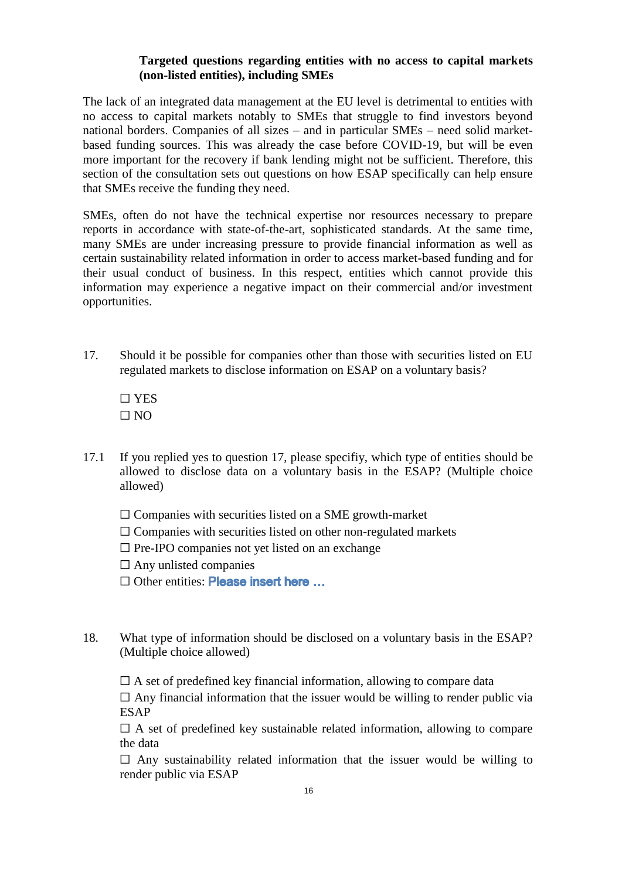### Targeted questions regarding entities with no access to capital markets (non-listed entities), including SMEs

The lack of an integrated data management at the EU level is detrimental to entities with no access to capital markets notably to SMEs that struggle to find investors beyond national borders. Companies of all sizes – and in particular SMEs – need solid market-based funding sources. This was already the case before COVID-19, but will be even more important for the recovery if bank lending might not be sufficient. Therefore, this section of the consultation sets out questions on how ESAP specifically can help ensure that SMEs receive the funding they need.

SMEs, often do not have the technical expertise nor resources necessary to prepare reports in accordance with state-of-the-art, sophisticated standards. At the same time, many SMEs are under increasing pressure to provide financial information as well as certain sustainability related information in order to access market-based funding and for their usual conduct of business. In this respect, entities which cannot provide this information may experience a negative impact on their commercial and/or investment opportunities.

17. Should it be possible for companies other than those with securities listed on EU regulated markets to disclose information on ESAP on a voluntary basis?

☐ YES
☐ NO

17.1 If you replied yes to question 17, please specifiy, which type of entities should be allowed to disclose data on a voluntary basis in the ESAP? (Multiple choice allowed)

☐ Companies with securities listed on a SME growth-market
☐ Companies with securities listed on other non-regulated markets
☐ Pre-IPO companies not yet listed on an exchange
☐ Any unlisted companies
☐ Other entities: Please insert here …

18. What type of information should be disclosed on a voluntary basis in the ESAP? (Multiple choice allowed)

☐ A set of predefined key financial information, allowing to compare data
☐ Any financial information that the issuer would be willing to render public via ESAP
☐ A set of predefined key sustainable related information, allowing to compare the data
☐ Any sustainability related information that the issuer would be willing to render public via ESAP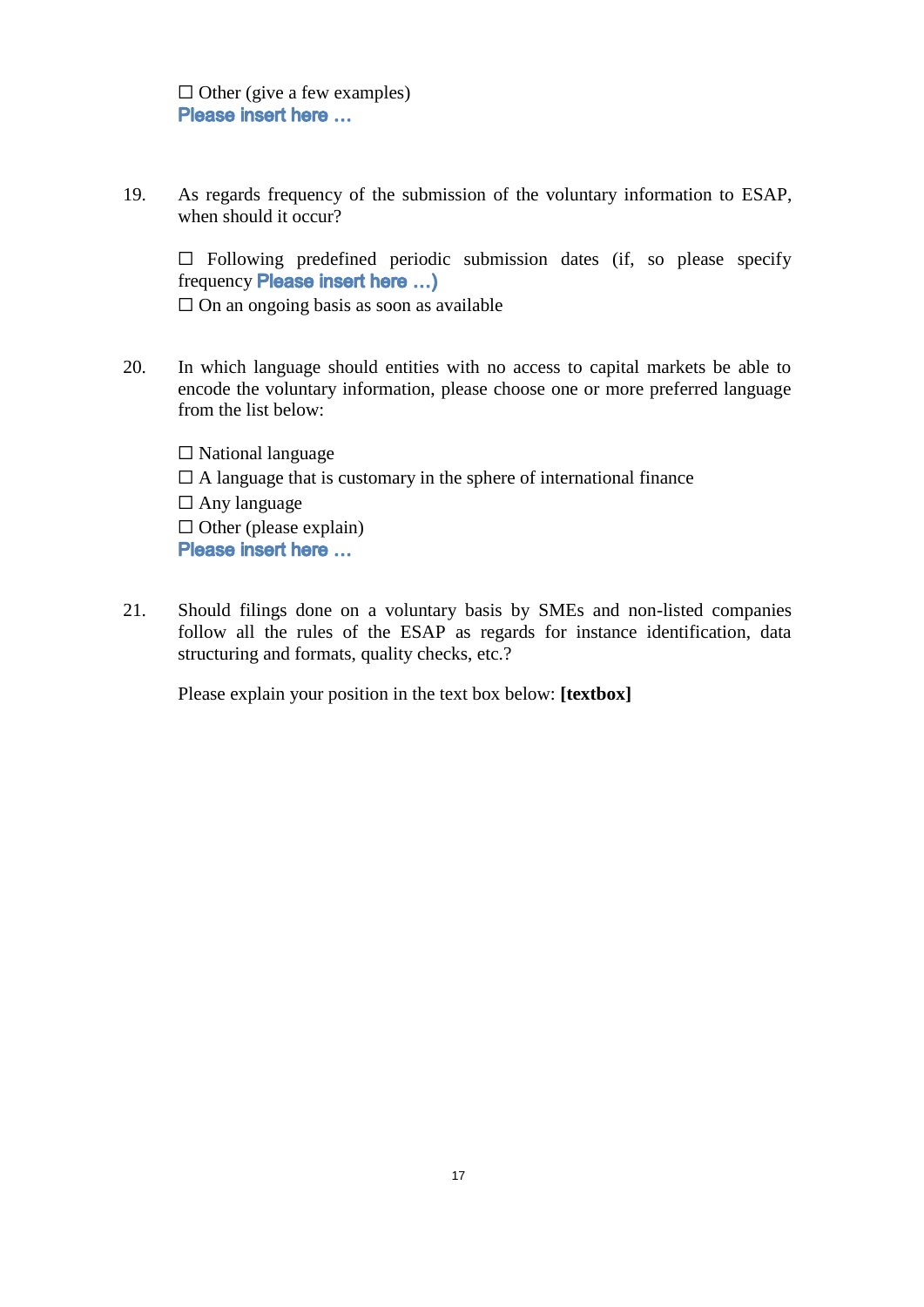☐ Other (give a few examples)
Please insert here …

19. As regards frequency of the submission of the voluntary information to ESAP, when should it occur?

    ☐ Following predefined periodic submission dates (if, so please specify frequency Please insert here …)
    ☐ On an ongoing basis as soon as available

20. In which language should entities with no access to capital markets be able to encode the voluntary information, please choose one or more preferred language from the list below:

    ☐ National language
    ☐ A language that is customary in the sphere of international finance
    ☐ Any language
    ☐ Other (please explain)
    Please insert here …

21. Should filings done on a voluntary basis by SMEs and non-listed companies follow all the rules of the ESAP as regards for instance identification, data structuring and formats, quality checks, etc.?

    Please explain your position in the text box below: **[textbox]**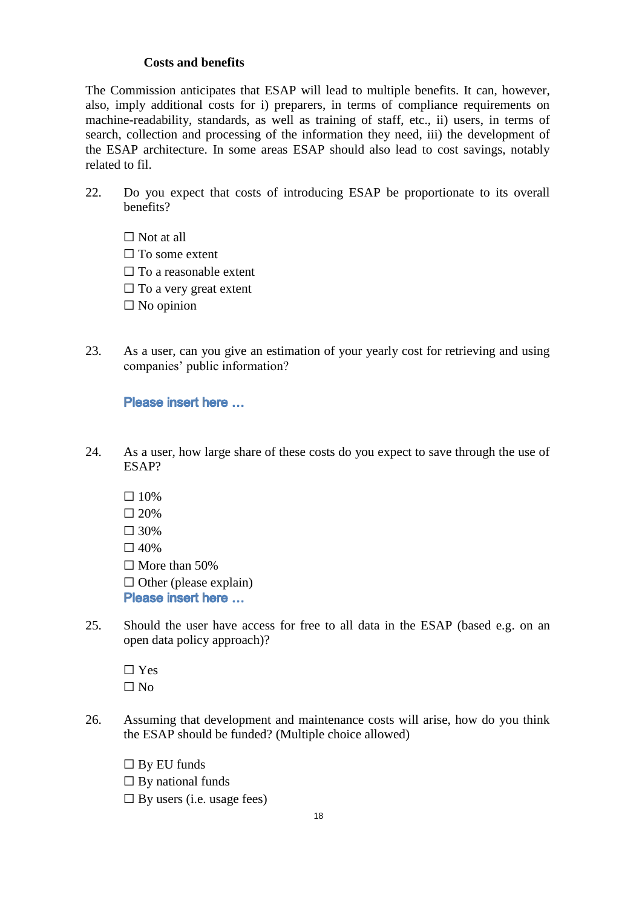**Costs and benefits**

The Commission anticipates that ESAP will lead to multiple benefits. It can, however, also, imply additional costs for i) preparers, in terms of compliance requirements on machine-readability, standards, as well as training of staff, etc., ii) users, in terms of search, collection and processing of the information they need, iii) the development of the ESAP architecture. In some areas ESAP should also lead to cost savings, notably related to fil.

22. Do you expect that costs of introducing ESAP be proportionate to its overall benefits?

    ☐ Not at all
    ☐ To some extent
    ☐ To a reasonable extent
    ☐ To a very great extent
    ☐ No opinion

23. As a user, can you give an estimation of your yearly cost for retrieving and using companies' public information?

    Please insert here …

24. As a user, how large share of these costs do you expect to save through the use of ESAP?

    ☐ 10%
    ☐ 20%
    ☐ 30%
    ☐ 40%
    ☐ More than 50%
    ☐ Other (please explain)
    Please insert here …

25. Should the user have access for free to all data in the ESAP (based e.g. on an open data policy approach)?

    ☐ Yes
    ☐ No

26. Assuming that development and maintenance costs will arise, how do you think the ESAP should be funded? (Multiple choice allowed)

    ☐ By EU funds
    ☐ By national funds
    ☐ By users (i.e. usage fees)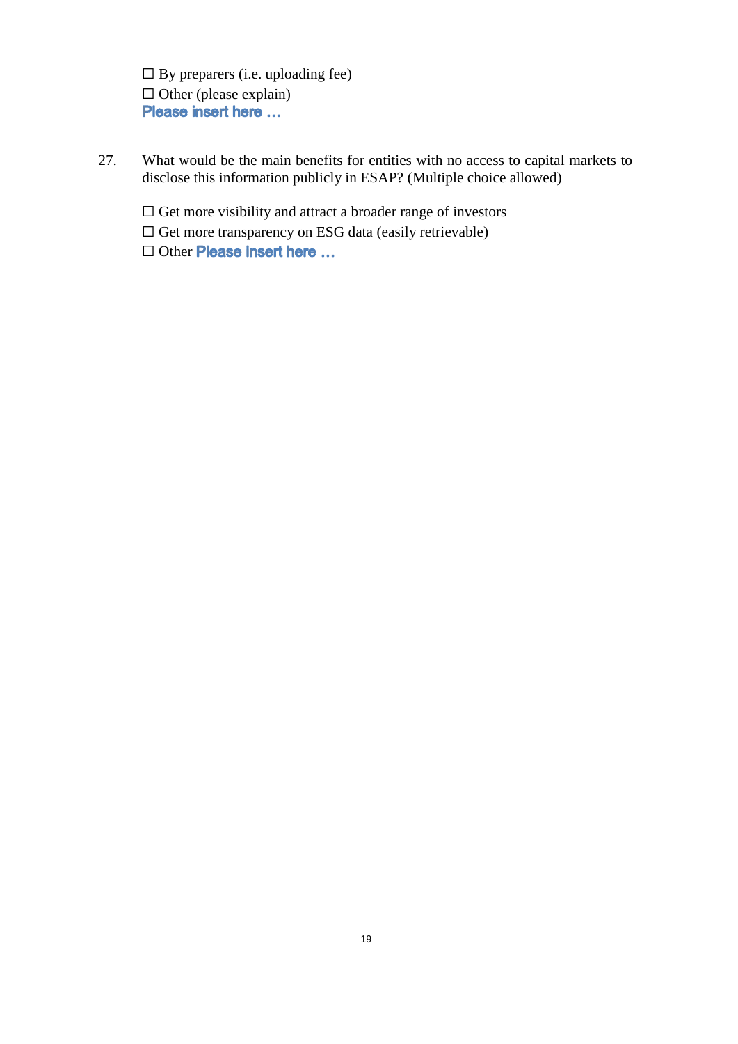☐ By preparers (i.e. uploading fee)
☐ Other (please explain)
**Please insert here …**

27. What would be the main benefits for entities with no access to capital markets to disclose this information publicly in ESAP? (Multiple choice allowed)

☐ Get more visibility and attract a broader range of investors
☐ Get more transparency on ESG data (easily retrievable)
☐ Other **Please insert here …**